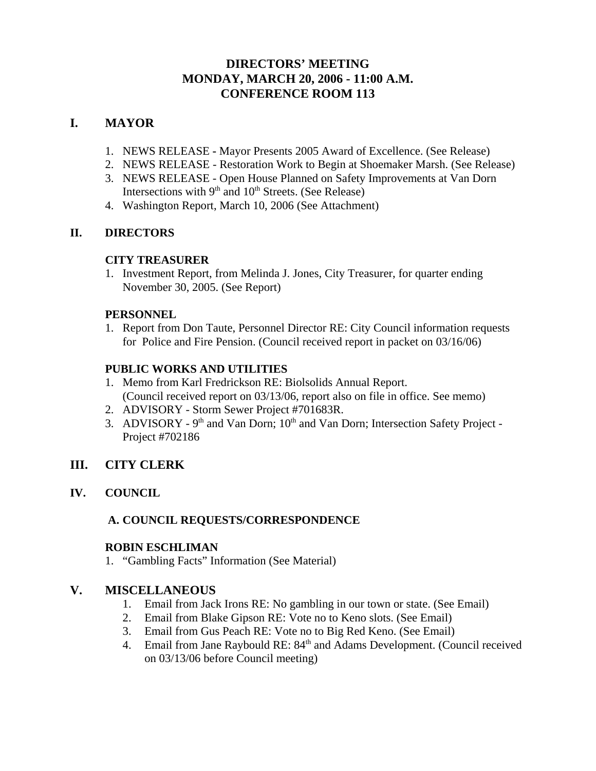# DIRECTORS' MEETING
# MONDAY, MARCH 20, 2006 - 11:00 A.M.
# CONFERENCE ROOM 113

## I. MAYOR

1. NEWS RELEASE - Mayor Presents 2005 Award of Excellence. (See Release)
2. NEWS RELEASE - Restoration Work to Begin at Shoemaker Marsh. (See Release)
3. NEWS RELEASE - Open House Planned on Safety Improvements at Van Dorn Intersections with 9th and 10th Streets. (See Release)
4. Washington Report, March 10, 2006 (See Attachment)

## II. DIRECTORS

### CITY TREASURER

1. Investment Report, from Melinda J. Jones, City Treasurer, for quarter ending November 30, 2005. (See Report)

### PERSONNEL

1. Report from Don Taute, Personnel Director RE: City Council information requests for Police and Fire Pension. (Council received report in packet on 03/16/06)

### PUBLIC WORKS AND UTILITIES

1. Memo from Karl Fredrickson RE: Biolsolids Annual Report. (Council received report on 03/13/06, report also on file in office. See memo)
2. ADVISORY - Storm Sewer Project #701683R.
3. ADVISORY - 9th and Van Dorn; 10th and Van Dorn; Intersection Safety Project - Project #702186

## III. CITY CLERK

## IV. COUNCIL

### A. COUNCIL REQUESTS/CORRESPONDENCE

### ROBIN ESCHLIMAN

1. "Gambling Facts" Information (See Material)

## V. MISCELLANEOUS

1. Email from Jack Irons RE: No gambling in our town or state. (See Email)
2. Email from Blake Gipson RE: Vote no to Keno slots. (See Email)
3. Email from Gus Peach RE: Vote no to Big Red Keno. (See Email)
4. Email from Jane Raybould RE: 84th and Adams Development. (Council received on 03/13/06 before Council meeting)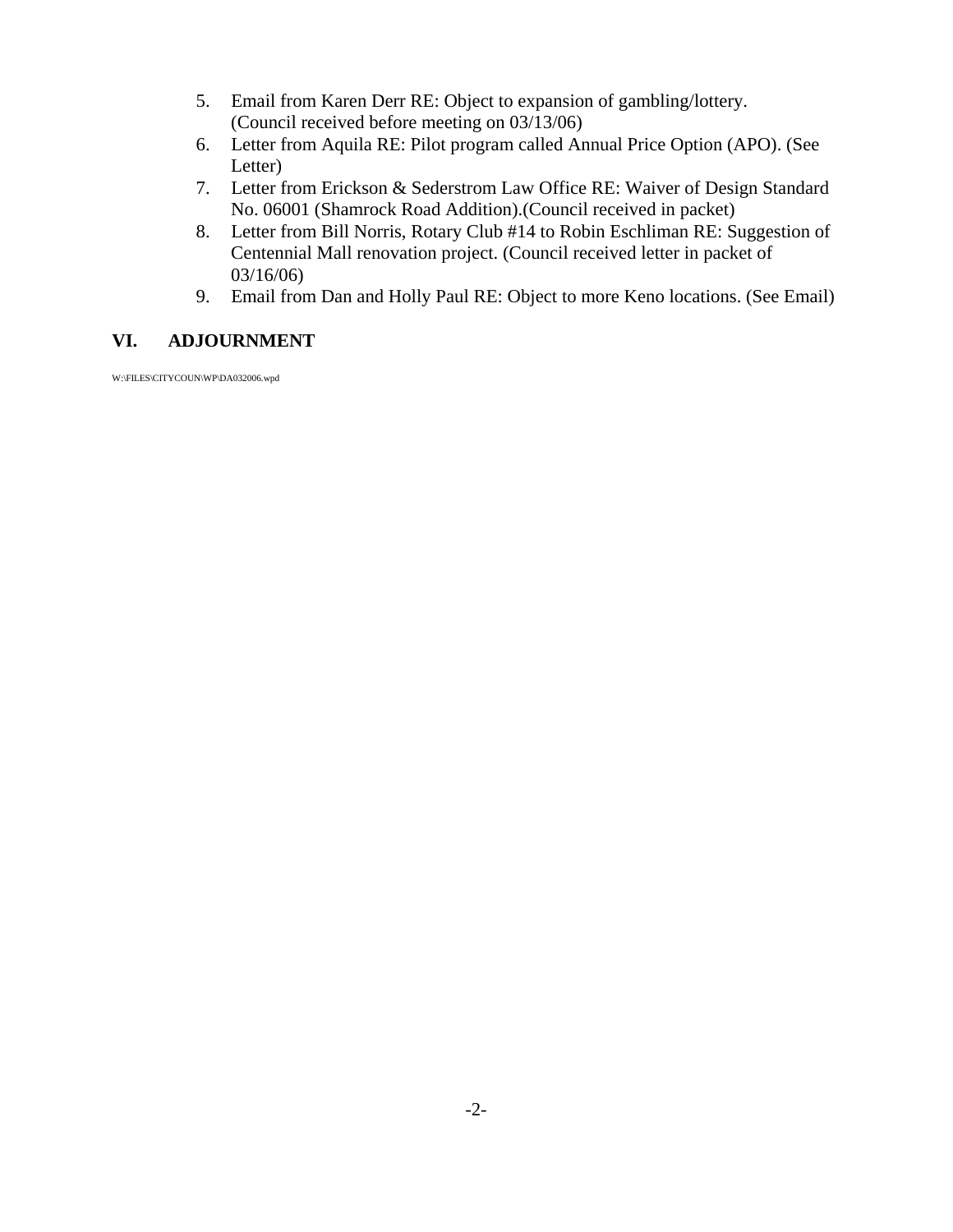5. Email from Karen Derr RE: Object to expansion of gambling/lottery. (Council received before meeting on 03/13/06)
6. Letter from Aquila RE: Pilot program called Annual Price Option (APO). (See Letter)
7. Letter from Erickson & Sederstrom Law Office RE: Waiver of Design Standard No. 06001 (Shamrock Road Addition).(Council received in packet)
8. Letter from Bill Norris, Rotary Club #14 to Robin Eschliman RE: Suggestion of Centennial Mall renovation project. (Council received letter in packet of 03/16/06)
9. Email from Dan and Holly Paul RE: Object to more Keno locations. (See Email)

## VI. ADJOURNMENT

W:\FILES\CITYCOUN\WP\DA032006.wpd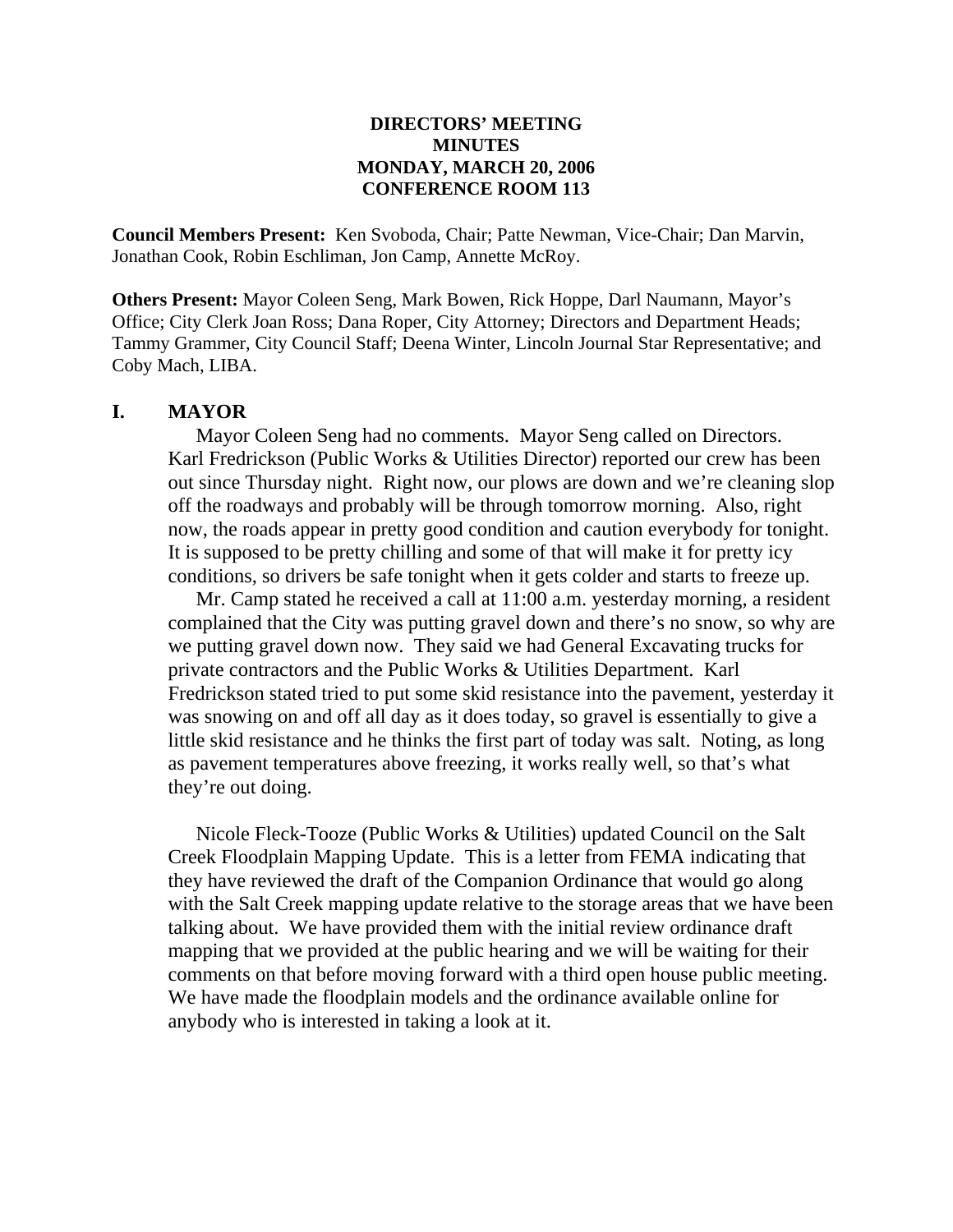**DIRECTORS' MEETING**
**MINUTES**
**MONDAY, MARCH 20, 2006**
**CONFERENCE ROOM 113**

**Council Members Present:** Ken Svoboda, Chair; Patte Newman, Vice-Chair; Dan Marvin, Jonathan Cook, Robin Eschliman, Jon Camp, Annette McRoy.

**Others Present:** Mayor Coleen Seng, Mark Bowen, Rick Hoppe, Darl Naumann, Mayor's Office; City Clerk Joan Ross; Dana Roper, City Attorney; Directors and Department Heads; Tammy Grammer, City Council Staff; Deena Winter, Lincoln Journal Star Representative; and Coby Mach, LIBA.

## I. MAYOR

Mayor Coleen Seng had no comments. Mayor Seng called on Directors. Karl Fredrickson (Public Works & Utilities Director) reported our crew has been out since Thursday night. Right now, our plows are down and we're cleaning slop off the roadways and probably will be through tomorrow morning. Also, right now, the roads appear in pretty good condition and caution everybody for tonight. It is supposed to be pretty chilling and some of that will make it for pretty icy conditions, so drivers be safe tonight when it gets colder and starts to freeze up.

Mr. Camp stated he received a call at 11:00 a.m. yesterday morning, a resident complained that the City was putting gravel down and there's no snow, so why are we putting gravel down now. They said we had General Excavating trucks for private contractors and the Public Works & Utilities Department. Karl Fredrickson stated tried to put some skid resistance into the pavement, yesterday it was snowing on and off all day as it does today, so gravel is essentially to give a little skid resistance and he thinks the first part of today was salt. Noting, as long as pavement temperatures above freezing, it works really well, so that's what they're out doing.

Nicole Fleck-Tooze (Public Works & Utilities) updated Council on the Salt Creek Floodplain Mapping Update. This is a letter from FEMA indicating that they have reviewed the draft of the Companion Ordinance that would go along with the Salt Creek mapping update relative to the storage areas that we have been talking about. We have provided them with the initial review ordinance draft mapping that we provided at the public hearing and we will be waiting for their comments on that before moving forward with a third open house public meeting. We have made the floodplain models and the ordinance available online for anybody who is interested in taking a look at it.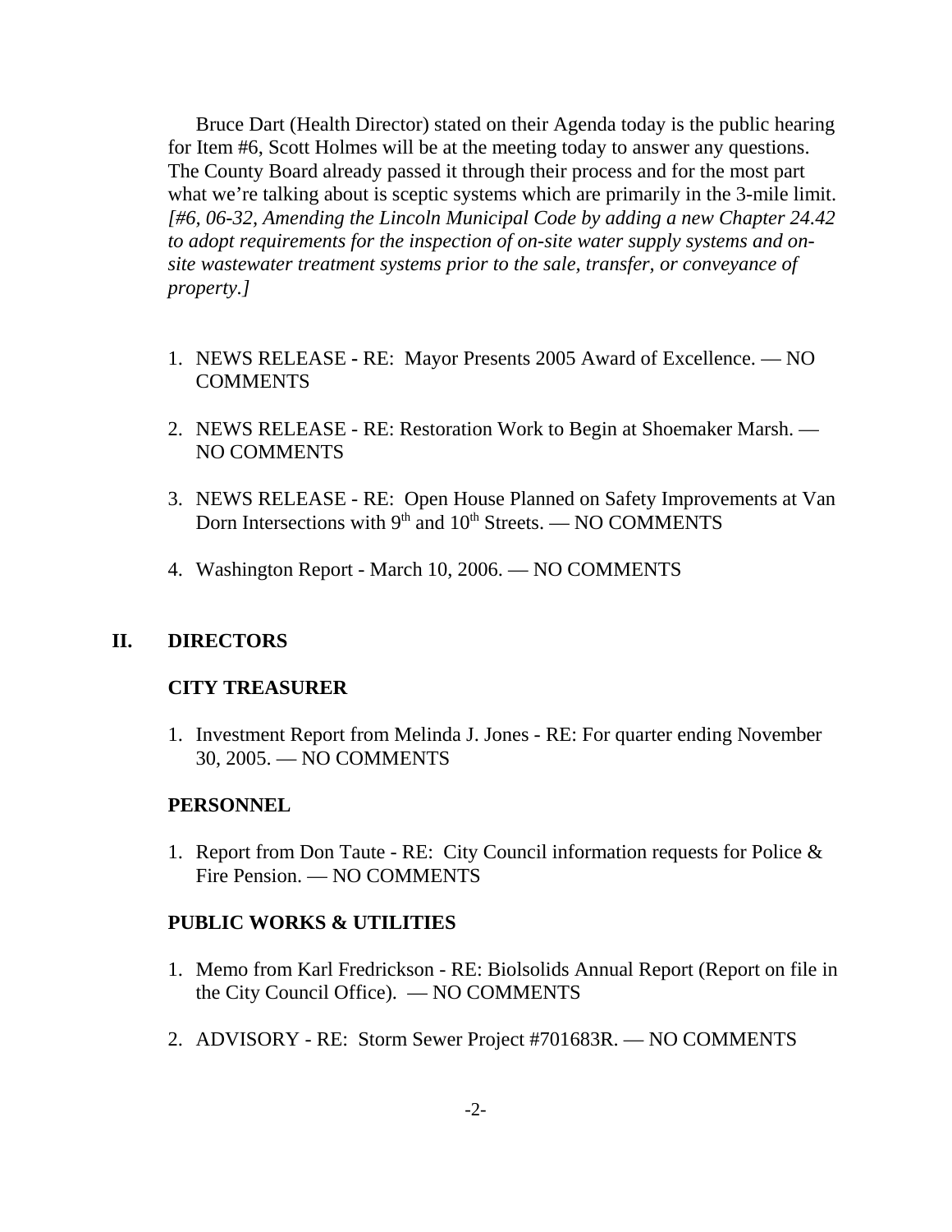Bruce Dart (Health Director) stated on their Agenda today is the public hearing for Item #6, Scott Holmes will be at the meeting today to answer any questions. The County Board already passed it through their process and for the most part what we're talking about is sceptic systems which are primarily in the 3-mile limit. *[#6, 06-32, Amending the Lincoln Municipal Code by adding a new Chapter 24.42 to adopt requirements for the inspection of on-site water supply systems and on-site wastewater treatment systems prior to the sale, transfer, or conveyance of property.]*

1. NEWS RELEASE - RE: Mayor Presents 2005 Award of Excellence. — NO COMMENTS

2. NEWS RELEASE - RE: Restoration Work to Begin at Shoemaker Marsh. — NO COMMENTS

3. NEWS RELEASE - RE: Open House Planned on Safety Improvements at Van Dorn Intersections with 9th and 10th Streets. — NO COMMENTS

4. Washington Report - March 10, 2006. — NO COMMENTS

## II. DIRECTORS

### CITY TREASURER

1. Investment Report from Melinda J. Jones - RE: For quarter ending November 30, 2005. — NO COMMENTS

### PERSONNEL

1. Report from Don Taute - RE: City Council information requests for Police & Fire Pension. — NO COMMENTS

### PUBLIC WORKS & UTILITIES

1. Memo from Karl Fredrickson - RE: Biolsolids Annual Report (Report on file in the City Council Office). — NO COMMENTS

2. ADVISORY - RE: Storm Sewer Project #701683R. — NO COMMENTS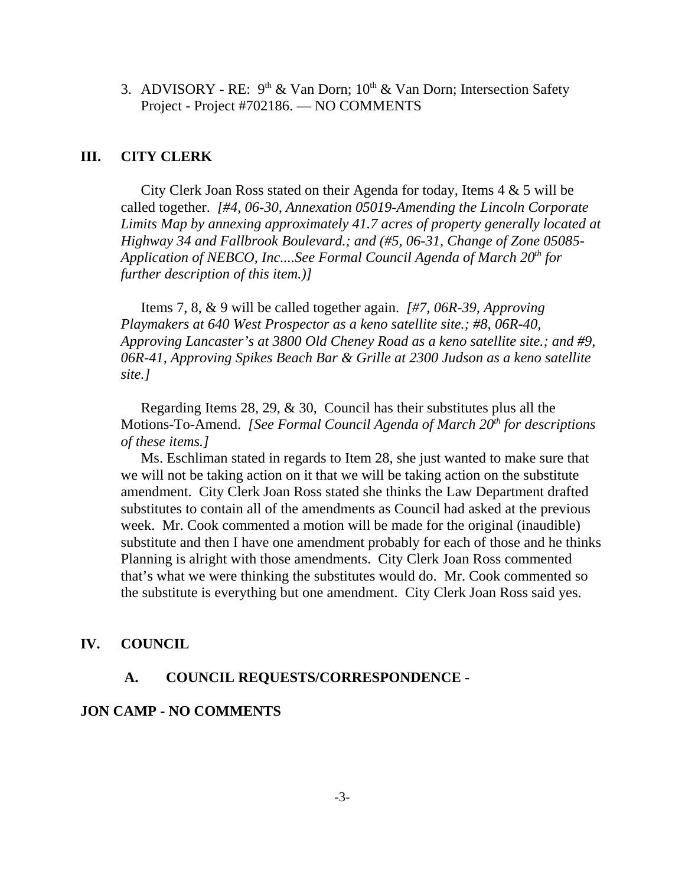3. ADVISORY - RE: 9th & Van Dorn; 10th & Van Dorn; Intersection Safety Project - Project #702186. — NO COMMENTS

## III. CITY CLERK

City Clerk Joan Ross stated on their Agenda for today, Items 4 & 5 will be called together. *[#4, 06-30, Annexation 05019-Amending the Lincoln Corporate Limits Map by annexing approximately 41.7 acres of property generally located at Highway 34 and Fallbrook Boulevard.; and (#5, 06-31, Change of Zone 05085-Application of NEBCO, Inc....See Formal Council Agenda of March 20th for further description of this item.)]*

Items 7, 8, & 9 will be called together again. *[#7, 06R-39, Approving Playmakers at 640 West Prospector as a keno satellite site.; #8, 06R-40, Approving Lancaster's at 3800 Old Cheney Road as a keno satellite site.; and #9, 06R-41, Approving Spikes Beach Bar & Grille at 2300 Judson as a keno satellite site.]*

Regarding Items 28, 29, & 30, Council has their substitutes plus all the Motions-To-Amend. *[See Formal Council Agenda of March 20th for descriptions of these items.]*

Ms. Eschliman stated in regards to Item 28, she just wanted to make sure that we will not be taking action on it that we will be taking action on the substitute amendment. City Clerk Joan Ross stated she thinks the Law Department drafted substitutes to contain all of the amendments as Council had asked at the previous week. Mr. Cook commented a motion will be made for the original (inaudible) substitute and then I have one amendment probably for each of those and he thinks Planning is alright with those amendments. City Clerk Joan Ross commented that's what we were thinking the substitutes would do. Mr. Cook commented so the substitute is everything but one amendment. City Clerk Joan Ross said yes.

## IV. COUNCIL

### A. COUNCIL REQUESTS/CORRESPONDENCE -

**JON CAMP - NO COMMENTS**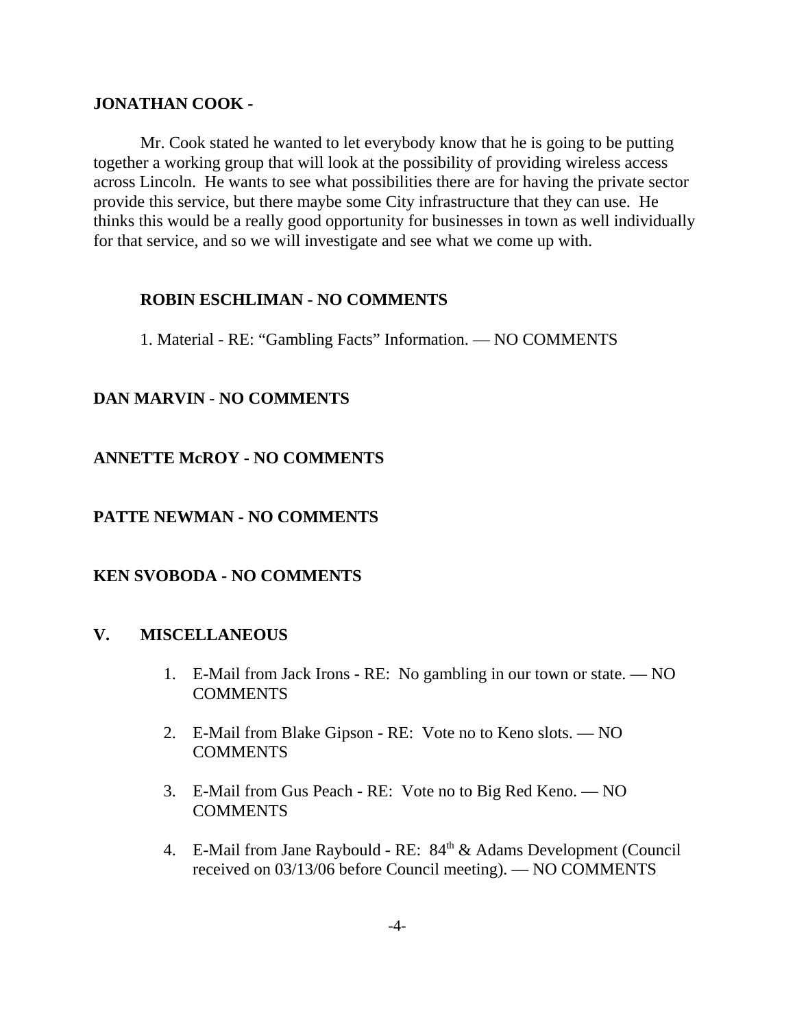**JONATHAN COOK -**

Mr. Cook stated he wanted to let everybody know that he is going to be putting together a working group that will look at the possibility of providing wireless access across Lincoln. He wants to see what possibilities there are for having the private sector provide this service, but there maybe some City infrastructure that they can use. He thinks this would be a really good opportunity for businesses in town as well individually for that service, and so we will investigate and see what we come up with.

**ROBIN ESCHLIMAN - NO COMMENTS**

1. Material - RE: "Gambling Facts" Information. — NO COMMENTS

**DAN MARVIN - NO COMMENTS**

**ANNETTE McROY - NO COMMENTS**

**PATTE NEWMAN - NO COMMENTS**

**KEN SVOBODA - NO COMMENTS**

## V. MISCELLANEOUS

1. E-Mail from Jack Irons - RE: No gambling in our town or state. — NO COMMENTS
2. E-Mail from Blake Gipson - RE: Vote no to Keno slots. — NO COMMENTS
3. E-Mail from Gus Peach - RE: Vote no to Big Red Keno. — NO COMMENTS
4. E-Mail from Jane Raybould - RE: 84th & Adams Development (Council received on 03/13/06 before Council meeting). — NO COMMENTS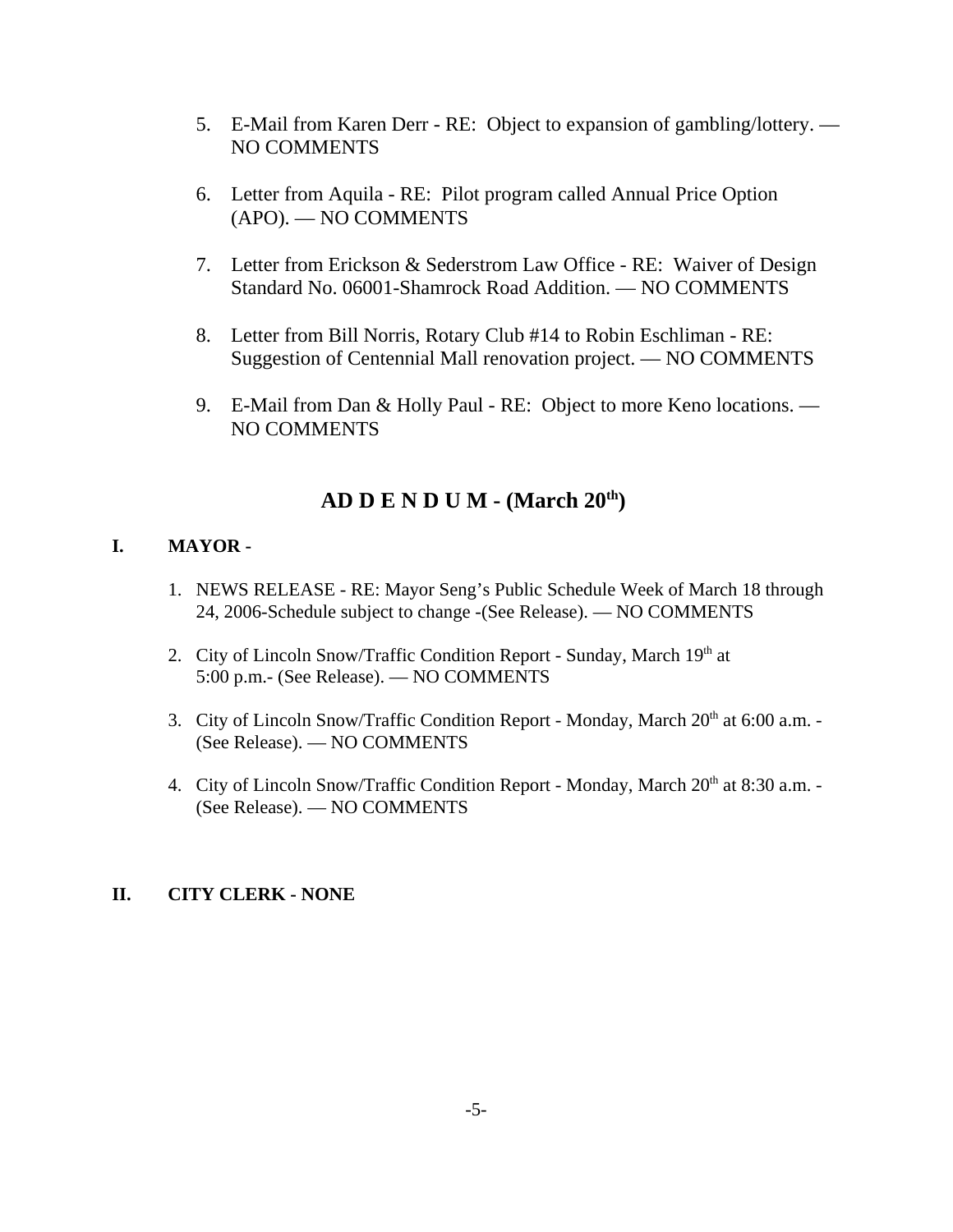5. E-Mail from Karen Derr - RE: Object to expansion of gambling/lottery. — NO COMMENTS

6. Letter from Aquila - RE: Pilot program called Annual Price Option (APO). — NO COMMENTS

7. Letter from Erickson & Sederstrom Law Office - RE: Waiver of Design Standard No. 06001-Shamrock Road Addition. — NO COMMENTS

8. Letter from Bill Norris, Rotary Club #14 to Robin Eschliman - RE: Suggestion of Centennial Mall renovation project. — NO COMMENTS

9. E-Mail from Dan & Holly Paul - RE: Object to more Keno locations. — NO COMMENTS

## AD D E N D U M - (March 20th)

**I. MAYOR -**

1. NEWS RELEASE - RE: Mayor Seng's Public Schedule Week of March 18 through 24, 2006-Schedule subject to change -(See Release). — NO COMMENTS

2. City of Lincoln Snow/Traffic Condition Report - Sunday, March 19th at 5:00 p.m.- (See Release). — NO COMMENTS

3. City of Lincoln Snow/Traffic Condition Report - Monday, March 20th at 6:00 a.m. - (See Release). — NO COMMENTS

4. City of Lincoln Snow/Traffic Condition Report - Monday, March 20th at 8:30 a.m. - (See Release). — NO COMMENTS

**II. CITY CLERK - NONE**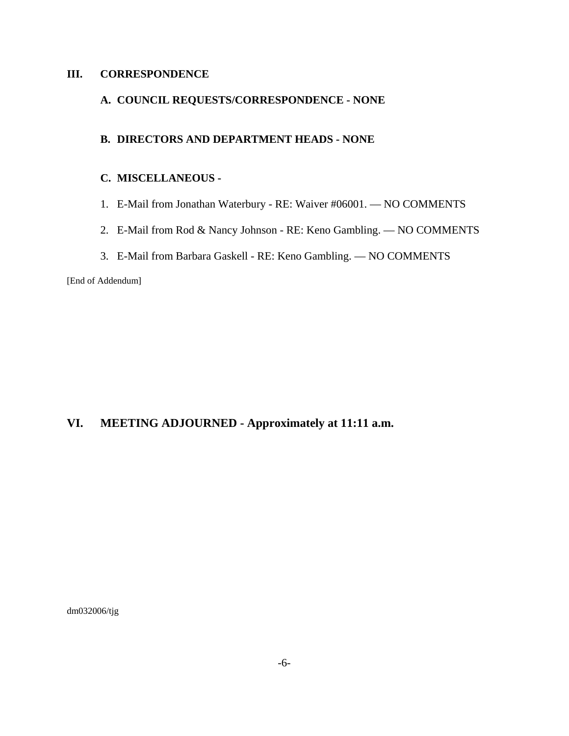## III. CORRESPONDENCE

### A. COUNCIL REQUESTS/CORRESPONDENCE - NONE

### B. DIRECTORS AND DEPARTMENT HEADS - NONE

### C. MISCELLANEOUS -

1. E-Mail from Jonathan Waterbury - RE: Waiver #06001. — NO COMMENTS
2. E-Mail from Rod & Nancy Johnson - RE: Keno Gambling. — NO COMMENTS
3. E-Mail from Barbara Gaskell - RE: Keno Gambling. — NO COMMENTS

[End of Addendum]

## VI. MEETING ADJOURNED - Approximately at 11:11 a.m.

dm032006/tjg